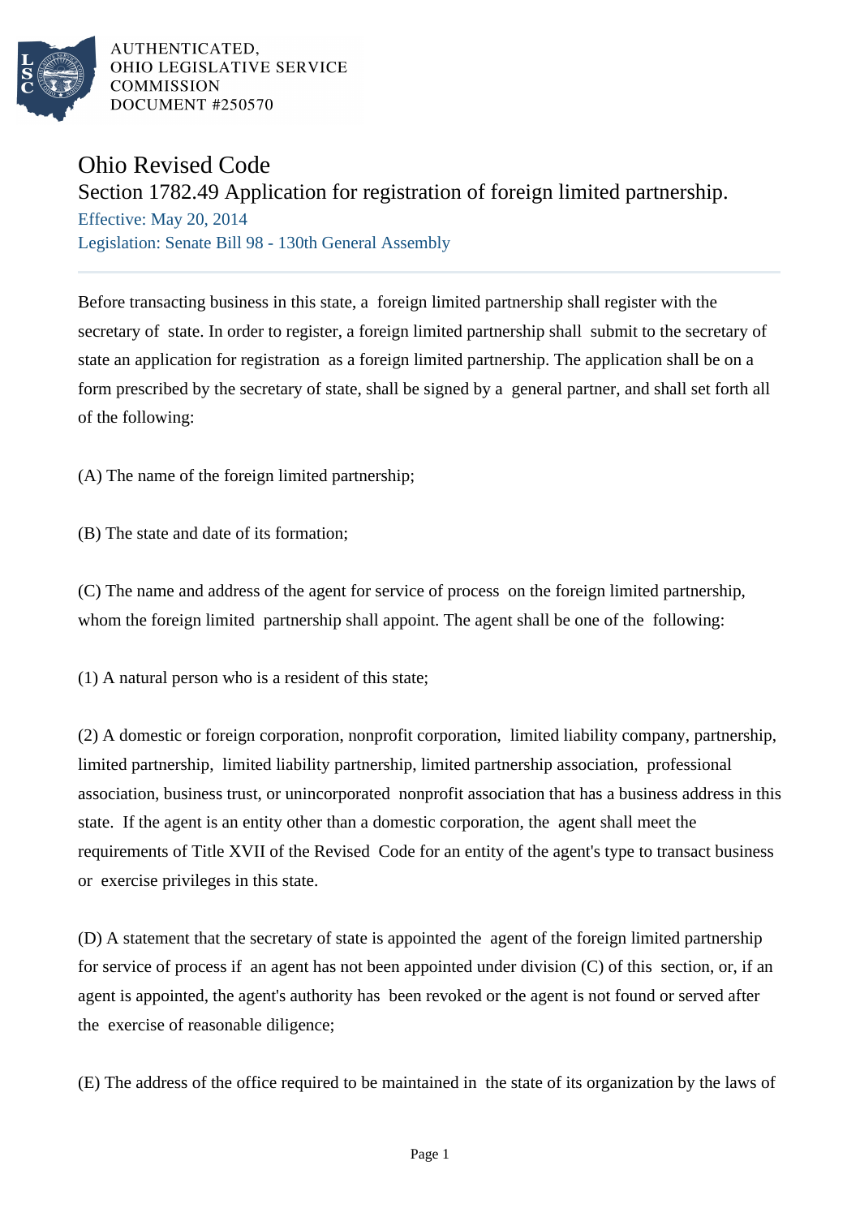AUTHENTICATED,
OHIO LEGISLATIVE SERVICE
COMMISSION
DOCUMENT #250570

# Ohio Revised Code

## Section 1782.49 Application for registration of foreign limited partnership.

Effective: May 20, 2014

Legislation: Senate Bill 98 - 130th General Assembly

---

Before transacting business in this state, a foreign limited partnership shall register with the secretary of state. In order to register, a foreign limited partnership shall submit to the secretary of state an application for registration as a foreign limited partnership. The application shall be on a form prescribed by the secretary of state, shall be signed by a general partner, and shall set forth all of the following:

(A) The name of the foreign limited partnership;

(B) The state and date of its formation;

(C) The name and address of the agent for service of process on the foreign limited partnership, whom the foreign limited partnership shall appoint. The agent shall be one of the following:

(1) A natural person who is a resident of this state;

(2) A domestic or foreign corporation, nonprofit corporation, limited liability company, partnership, limited partnership, limited liability partnership, limited partnership association, professional association, business trust, or unincorporated nonprofit association that has a business address in this state. If the agent is an entity other than a domestic corporation, the agent shall meet the requirements of Title XVII of the Revised Code for an entity of the agent's type to transact business or exercise privileges in this state.

(D) A statement that the secretary of state is appointed the agent of the foreign limited partnership for service of process if an agent has not been appointed under division (C) of this section, or, if an agent is appointed, the agent's authority has been revoked or the agent is not found or served after the exercise of reasonable diligence;

(E) The address of the office required to be maintained in the state of its organization by the laws of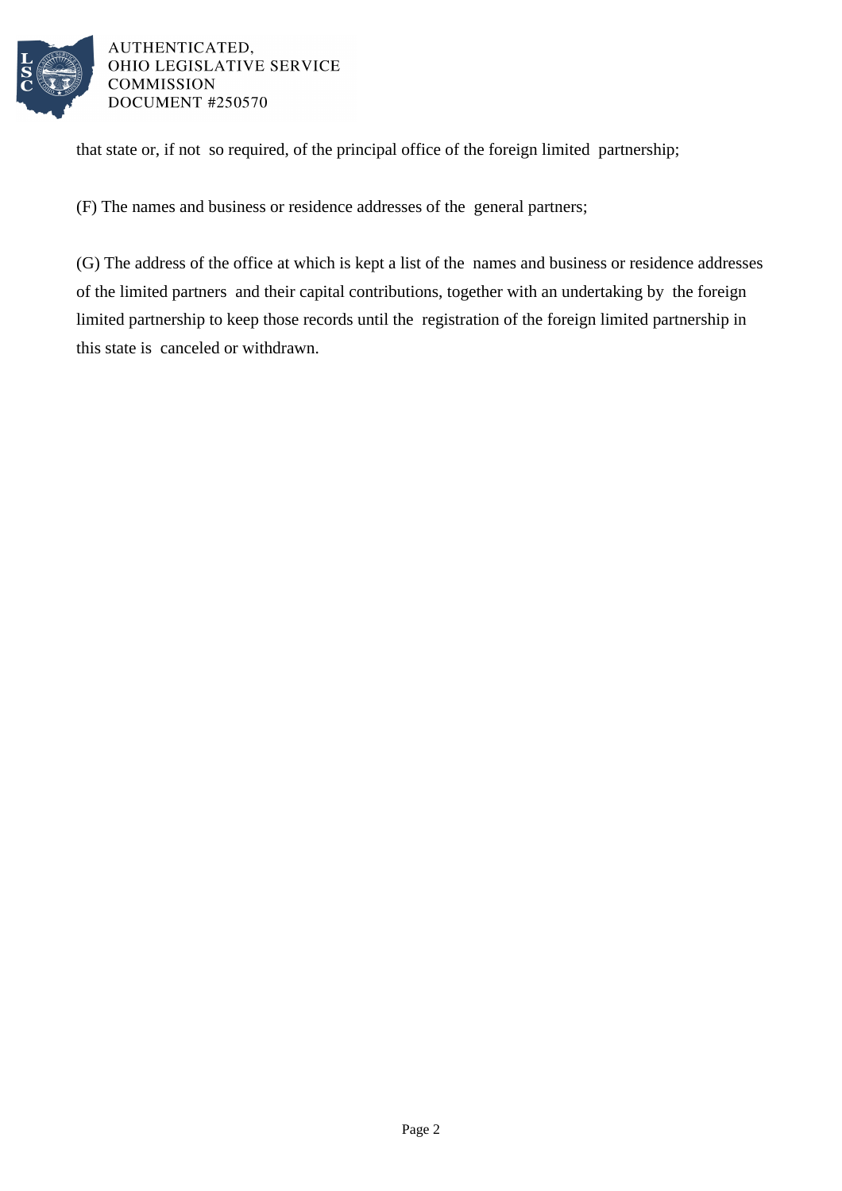that state or, if not so required, of the principal office of the foreign limited partnership;

(F) The names and business or residence addresses of the general partners;

(G) The address of the office at which is kept a list of the names and business or residence addresses of the limited partners and their capital contributions, together with an undertaking by the foreign limited partnership to keep those records until the registration of the foreign limited partnership in this state is canceled or withdrawn.